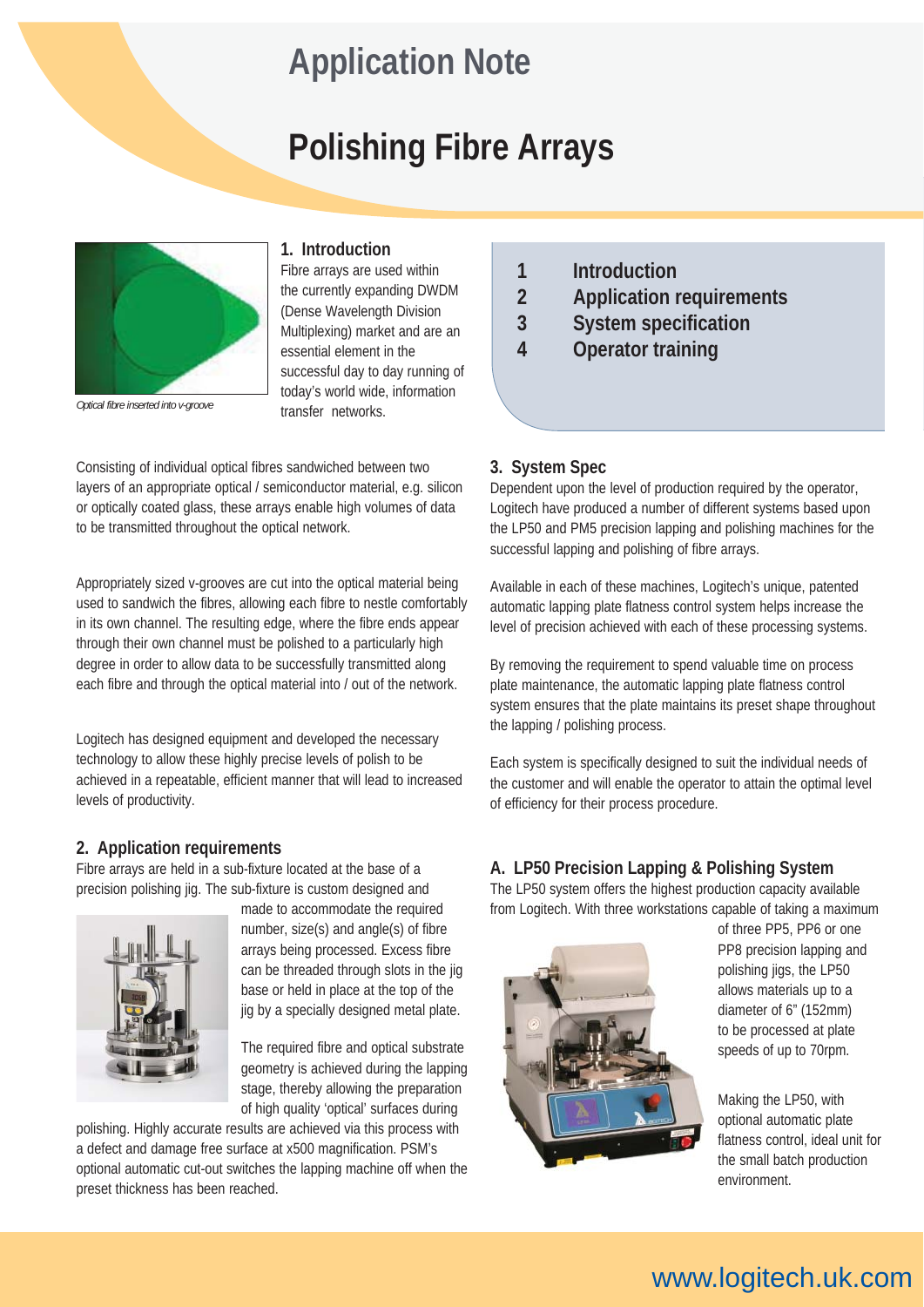# Application Note

# Polishing Fibre Arrays

*Optical fibre inserted into v-groove*

## 1. Introduction

Fibre arrays are used within the currently expanding DWDM (Dense Wavelength Division Multiplexing) market and are an essential element in the successful day to day running of today's world wide, information transfer networks.

Consisting of individual optical fibres sandwiched between two layers of an appropriate optical / semiconductor material, e.g. silicon or optically coated glass, these arrays enable high volumes of data to be transmitted throughout the optical network.

Appropriately sized v-grooves are cut into the optical material being used to sandwich the fibres, allowing each fibre to nestle comfortably in its own channel. The resulting edge, where the fibre ends appear through their own channel must be polished to a particularly high degree in order to allow data to be successfully transmitted along each fibre and through the optical material into / out of the network.

Logitech has designed equipment and developed the necessary technology to allow these highly precise levels of polish to be achieved in a repeatable, efficient manner that will lead to increased levels of productivity.

## 2. Application requirements

Fibre arrays are held in a sub-fixture located at the base of a precision polishing jig. The sub-fixture is custom designed and made to accommodate the required number, size(s) and angle(s) of fibre arrays being processed. Excess fibre can be threaded through slots in the jig base or held in place at the top of the jig by a specially designed metal plate.

The required fibre and optical substrate geometry is achieved during the lapping stage, thereby allowing the preparation of high quality 'optical' surfaces during polishing. Highly accurate results are achieved via this process with a defect and damage free surface at x500 magnification. PSM's optional automatic cut-out switches the lapping machine off when the preset thickness has been reached.

1. Introduction
2. Application requirements
3. System specification
4. Operator training

## 3. System Spec

Dependent upon the level of production required by the operator, Logitech have produced a number of different systems based upon the LP50 and PM5 precision lapping and polishing machines for the successful lapping and polishing of fibre arrays.

Available in each of these machines, Logitech's unique, patented automatic lapping plate flatness control system helps increase the level of precision achieved with each of these processing systems.

By removing the requirement to spend valuable time on process plate maintenance, the automatic lapping plate flatness control system ensures that the plate maintains its preset shape throughout the lapping / polishing process.

Each system is specifically designed to suit the individual needs of the customer and will enable the operator to attain the optimal level of efficiency for their process procedure.

### A. LP50 Precision Lapping & Polishing System

The LP50 system offers the highest production capacity available from Logitech. With three workstations capable of taking a maximum of three PP5, PP6 or one PP8 precision lapping and polishing jigs, the LP50 allows materials up to a diameter of 6" (152mm) to be processed at plate speeds of up to 70rpm.

Making the LP50, with optional automatic plate flatness control, ideal unit for the small batch production environment.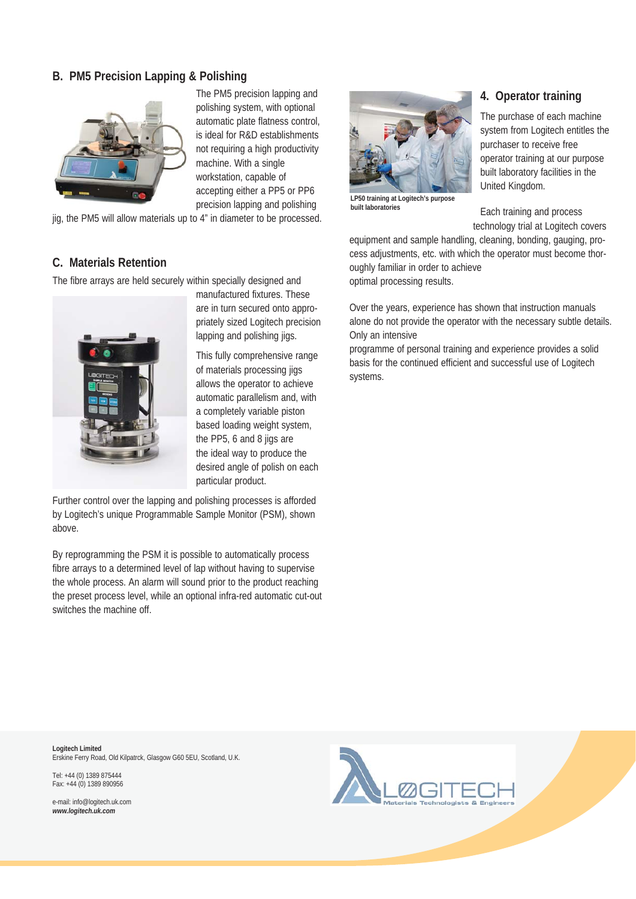## B. PM5 Precision Lapping & Polishing

The PM5 precision lapping and polishing system, with optional automatic plate flatness control, is ideal for R&D establishments not requiring a high productivity machine. With a single workstation, capable of accepting either a PP5 or PP6 precision lapping and polishing jig, the PM5 will allow materials up to 4" in diameter to be processed.

## C. Materials Retention

The fibre arrays are held securely within specially designed and manufactured fixtures. These are in turn secured onto appropriately sized Logitech precision lapping and polishing jigs.

This fully comprehensive range of materials processing jigs allows the operator to achieve automatic parallelism and, with a completely variable piston based loading weight system, the PP5, 6 and 8 jigs are the ideal way to produce the desired angle of polish on each particular product.

Further control over the lapping and polishing processes is afforded by Logitech's unique Programmable Sample Monitor (PSM), shown above.

By reprogramming the PSM it is possible to automatically process fibre arrays to a determined level of lap without having to supervise the whole process. An alarm will sound prior to the product reaching the preset process level, while an optional infra-red automatic cut-out switches the machine off.

**LP50 training at Logitech's purpose built laboratories**

## 4. Operator training

The purchase of each machine system from Logitech entitles the purchaser to receive free operator training at our purpose built laboratory facilities in the United Kingdom.

Each training and process technology trial at Logitech covers equipment and sample handling, cleaning, bonding, gauging, process adjustments, etc. with which the operator must become thoroughly familiar in order to achieve optimal processing results.

Over the years, experience has shown that instruction manuals alone do not provide the operator with the necessary subtle details. Only an intensive programme of personal training and experience provides a solid basis for the continued efficient and successful use of Logitech systems.

**Logitech Limited**
Erskine Ferry Road, Old Kilpatrck, Glasgow G60 5EU, Scotland, U.K.

Tel: +44 (0) 1389 875444
Fax: +44 (0) 1389 890956

e-mail: info@logitech.uk.com
***www.logitech.uk.com***

LOGITECH
Materials Technologists & Engineers